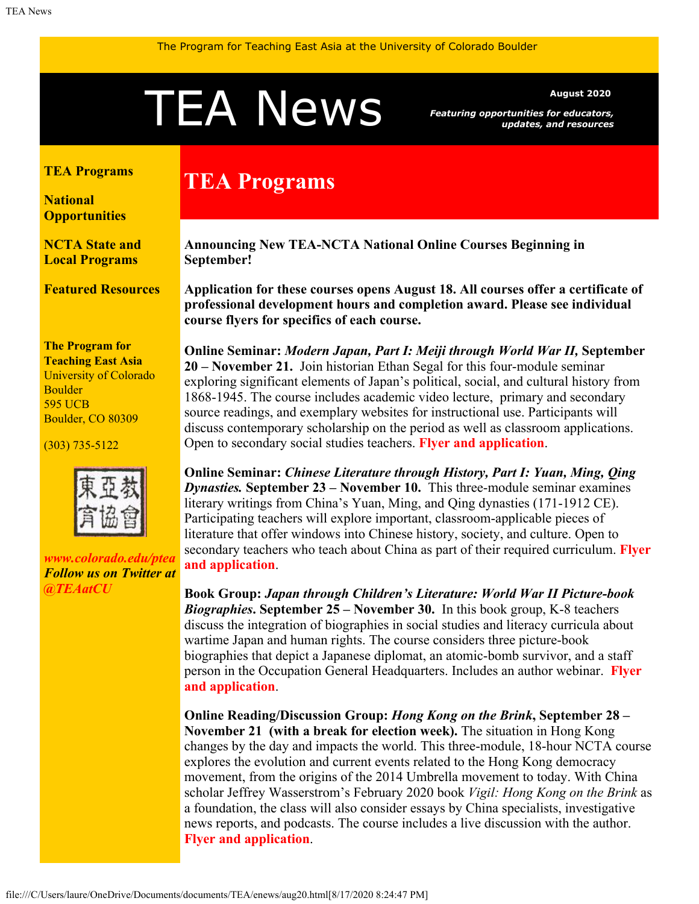The Program for Teaching East Asia at the University of Colorado Boulder

# TEA News

**August 2020**

***Featuring opportunities for educators, updates, and resources***

**TEA Programs**

**National Opportunities**

**NCTA State and Local Programs**

**Featured Resources**

**The Program for Teaching East Asia**
University of Colorado Boulder
595 UCB
Boulder, CO 80309

(303) 735-5122

東亞教育協會

***www.colorado.edu/ptea***
***Follow us on Twitter at @TEAatCU***

## TEA Programs

**Announcing New TEA-NCTA National Online Courses Beginning in September!**

**Application for these courses opens August 18. All courses offer a certificate of professional development hours and completion award. Please see individual course flyers for specifics of each course.**

**Online Seminar: *Modern Japan, Part I: Meiji through World War II,* September 20 – November 21.** Join historian Ethan Segal for this four-module seminar exploring significant elements of Japan's political, social, and cultural history from 1868-1945. The course includes academic video lecture, primary and secondary source readings, and exemplary websites for instructional use. Participants will discuss contemporary scholarship on the period as well as classroom applications. Open to secondary social studies teachers. **Flyer and application**.

**Online Seminar: *Chinese Literature through History, Part I: Yuan, Ming, Qing Dynasties.* September 23 – November 10.** This three-module seminar examines literary writings from China's Yuan, Ming, and Qing dynasties (171-1912 CE). Participating teachers will explore important, classroom-applicable pieces of literature that offer windows into Chinese history, society, and culture. Open to secondary teachers who teach about China as part of their required curriculum. **Flyer and application**.

**Book Group: *Japan through Children's Literature: World War II Picture-book Biographies*. September 25 – November 30.** In this book group, K-8 teachers discuss the integration of biographies in social studies and literacy curricula about wartime Japan and human rights. The course considers three picture-book biographies that depict a Japanese diplomat, an atomic-bomb survivor, and a staff person in the Occupation General Headquarters. Includes an author webinar. **Flyer and application**.

**Online Reading/Discussion Group: *Hong Kong on the Brink*, September 28 – November 21 (with a break for election week).** The situation in Hong Kong changes by the day and impacts the world. This three-module, 18-hour NCTA course explores the evolution and current events related to the Hong Kong democracy movement, from the origins of the 2014 Umbrella movement to today. With China scholar Jeffrey Wasserstrom's February 2020 book *Vigil: Hong Kong on the Brink* as a foundation, the class will also consider essays by China specialists, investigative news reports, and podcasts. The course includes a live discussion with the author. **Flyer and application**.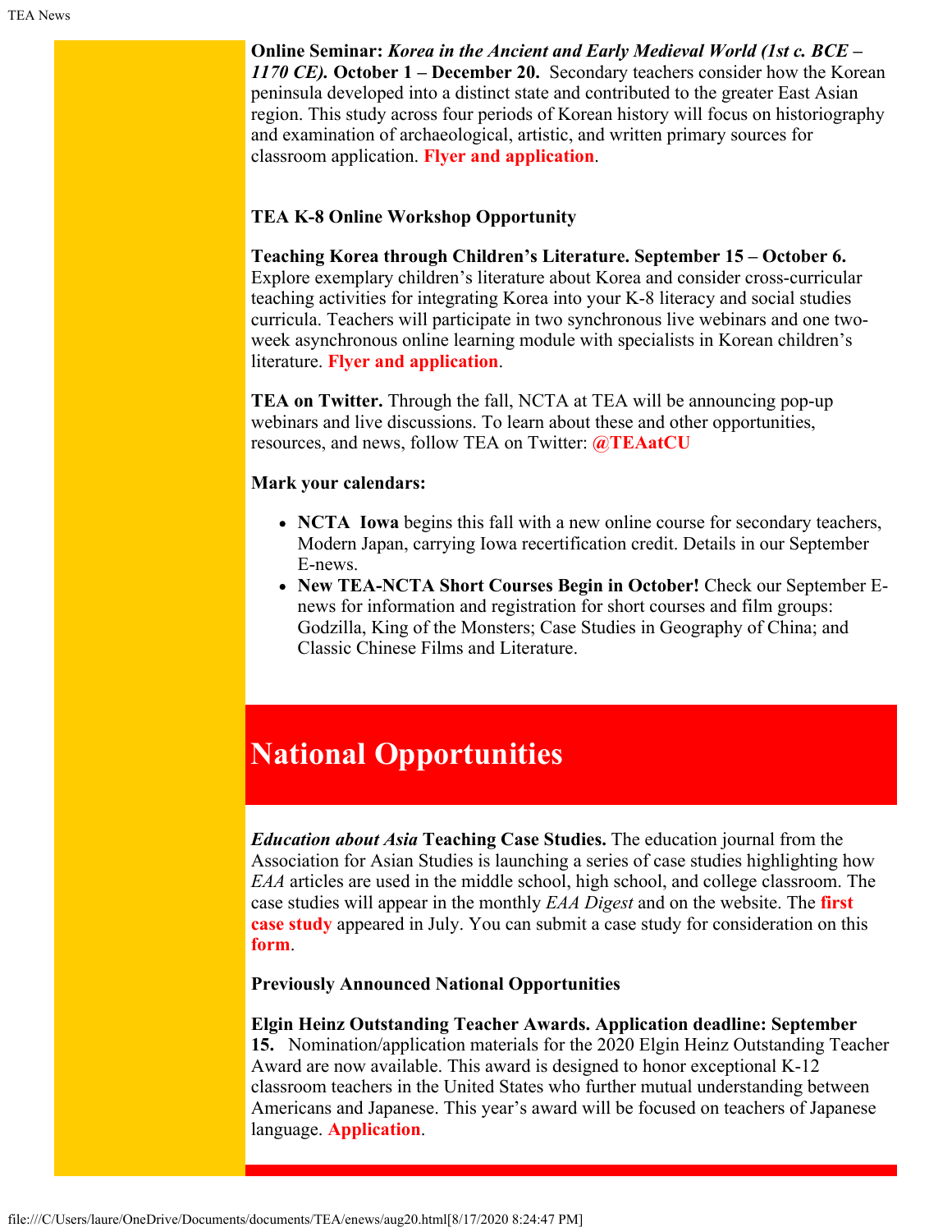**Online Seminar:** ***Korea in the Ancient and Early Medieval World (1st c. BCE – 1170 CE).*** **October 1 – December 20.** Secondary teachers consider how the Korean peninsula developed into a distinct state and contributed to the greater East Asian region. This study across four periods of Korean history will focus on historiography and examination of archaeological, artistic, and written primary sources for classroom application. **Flyer and application**.

**TEA K-8 Online Workshop Opportunity**

**Teaching Korea through Children's Literature. September 15 – October 6.** Explore exemplary children's literature about Korea and consider cross-curricular teaching activities for integrating Korea into your K-8 literacy and social studies curricula. Teachers will participate in two synchronous live webinars and one two-week asynchronous online learning module with specialists in Korean children's literature. **Flyer and application**.

**TEA on Twitter.** Through the fall, NCTA at TEA will be announcing pop-up webinars and live discussions. To learn about these and other opportunities, resources, and news, follow TEA on Twitter: **@TEAatCU**

**Mark your calendars:**

- **NCTA Iowa** begins this fall with a new online course for secondary teachers, Modern Japan, carrying Iowa recertification credit. Details in our September E-news.
- **New TEA-NCTA Short Courses Begin in October!** Check our September E-news for information and registration for short courses and film groups: Godzilla, King of the Monsters; Case Studies in Geography of China; and Classic Chinese Films and Literature.

# National Opportunities

***Education about Asia*** **Teaching Case Studies.** The education journal from the Association for Asian Studies is launching a series of case studies highlighting how *EAA* articles are used in the middle school, high school, and college classroom. The case studies will appear in the monthly *EAA Digest* and on the website. The **first case study** appeared in July. You can submit a case study for consideration on this **form**.

**Previously Announced National Opportunities**

**Elgin Heinz Outstanding Teacher Awards. Application deadline: September 15.** Nomination/application materials for the 2020 Elgin Heinz Outstanding Teacher Award are now available. This award is designed to honor exceptional K-12 classroom teachers in the United States who further mutual understanding between Americans and Japanese. This year's award will be focused on teachers of Japanese language. **Application**.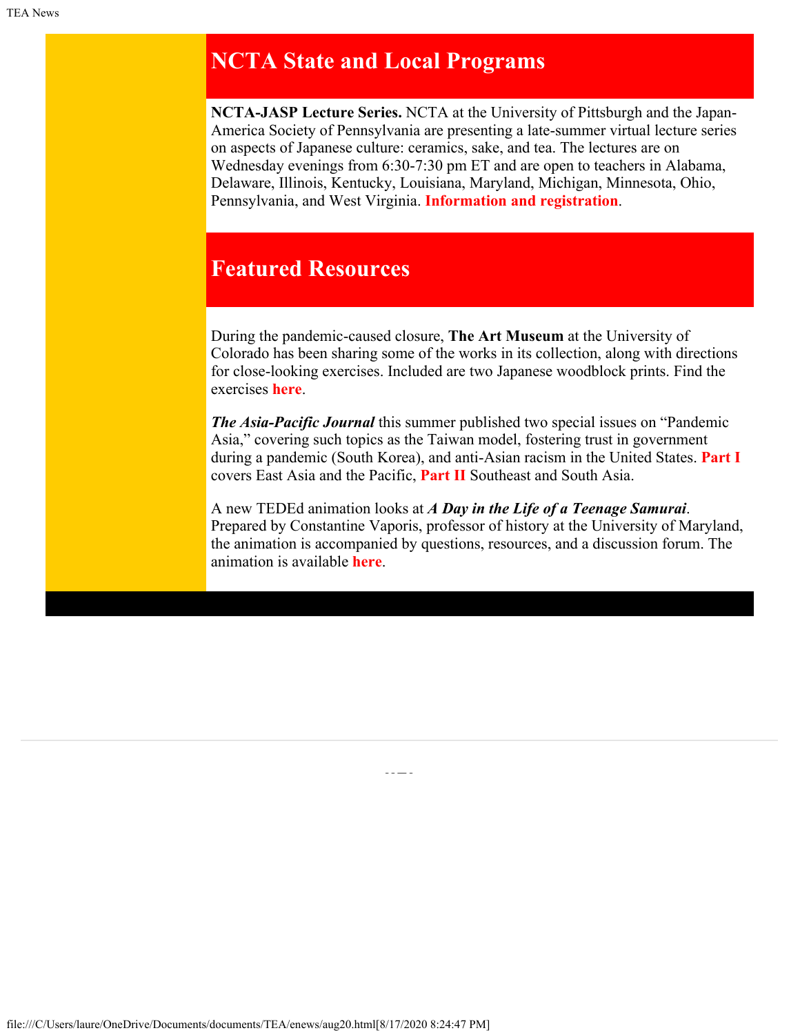## NCTA State and Local Programs

**NCTA-JASP Lecture Series.** NCTA at the University of Pittsburgh and the Japan-America Society of Pennsylvania are presenting a late-summer virtual lecture series on aspects of Japanese culture: ceramics, sake, and tea. The lectures are on Wednesday evenings from 6:30-7:30 pm ET and are open to teachers in Alabama, Delaware, Illinois, Kentucky, Louisiana, Maryland, Michigan, Minnesota, Ohio, Pennsylvania, and West Virginia. **Information and registration**.

## Featured Resources

During the pandemic-caused closure, **The Art Museum** at the University of Colorado has been sharing some of the works in its collection, along with directions for close-looking exercises. Included are two Japanese woodblock prints. Find the exercises **here**.

***The Asia-Pacific Journal*** this summer published two special issues on "Pandemic Asia," covering such topics as the Taiwan model, fostering trust in government during a pandemic (South Korea), and anti-Asian racism in the United States. **Part I** covers East Asia and the Pacific, **Part II** Southeast and South Asia.

A new TEDEd animation looks at ***A Day in the Life of a Teenage Samurai***. Prepared by Constantine Vaporis, professor of history at the University of Maryland, the animation is accompanied by questions, resources, and a discussion forum. The animation is available **here**.